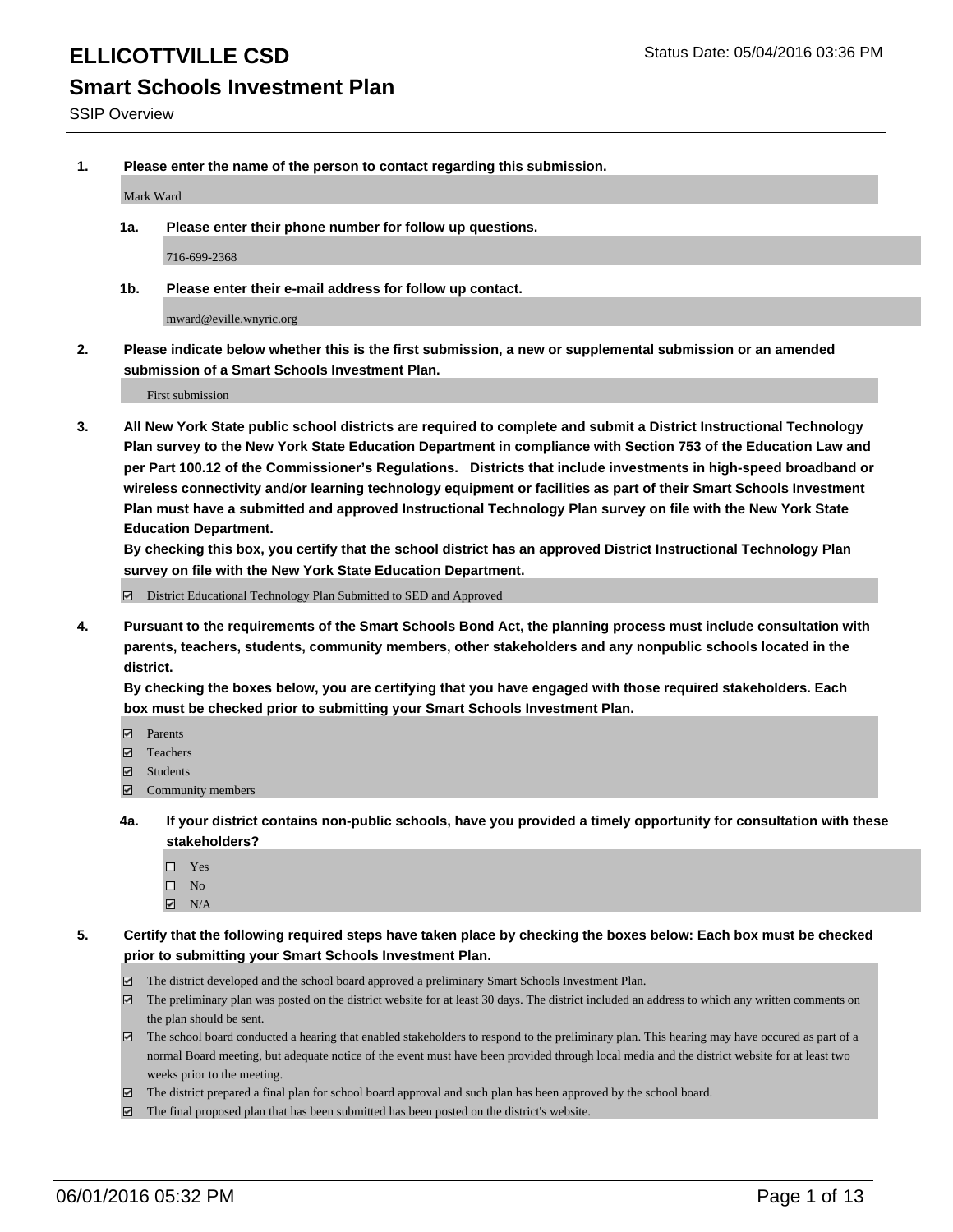# ELLICOTTVILLE CSD

Status Date: 05/04/2016 03:36 PM

## Smart Schools Investment Plan

SSIP Overview

**1. Please enter the name of the person to contact regarding this submission.**

Mark Ward

**1a. Please enter their phone number for follow up questions.**

716-699-2368

**1b. Please enter their e-mail address for follow up contact.**

mward@eville.wnyric.org

**2. Please indicate below whether this is the first submission, a new or supplemental submission or an amended submission of a Smart Schools Investment Plan.**

First submission

**3. All New York State public school districts are required to complete and submit a District Instructional Technology Plan survey to the New York State Education Department in compliance with Section 753 of the Education Law and per Part 100.12 of the Commissioner's Regulations. Districts that include investments in high-speed broadband or wireless connectivity and/or learning technology equipment or facilities as part of their Smart Schools Investment Plan must have a submitted and approved Instructional Technology Plan survey on file with the New York State Education Department.**
**By checking this box, you certify that the school district has an approved District Instructional Technology Plan survey on file with the New York State Education Department.**

- [x] District Educational Technology Plan Submitted to SED and Approved

**4. Pursuant to the requirements of the Smart Schools Bond Act, the planning process must include consultation with parents, teachers, students, community members, other stakeholders and any nonpublic schools located in the district.**
**By checking the boxes below, you are certifying that you have engaged with those required stakeholders. Each box must be checked prior to submitting your Smart Schools Investment Plan.**

- [x] Parents
- [x] Teachers
- [x] Students
- [x] Community members

**4a. If your district contains non-public schools, have you provided a timely opportunity for consultation with these stakeholders?**

- [ ] Yes
- [ ] No
- [x] N/A

**5. Certify that the following required steps have taken place by checking the boxes below: Each box must be checked prior to submitting your Smart Schools Investment Plan.**

- [x] The district developed and the school board approved a preliminary Smart Schools Investment Plan.
- [x] The preliminary plan was posted on the district website for at least 30 days. The district included an address to which any written comments on the plan should be sent.
- [x] The school board conducted a hearing that enabled stakeholders to respond to the preliminary plan. This hearing may have occured as part of a normal Board meeting, but adequate notice of the event must have been provided through local media and the district website for at least two weeks prior to the meeting.
- [x] The district prepared a final plan for school board approval and such plan has been approved by the school board.
- [x] The final proposed plan that has been submitted has been posted on the district's website.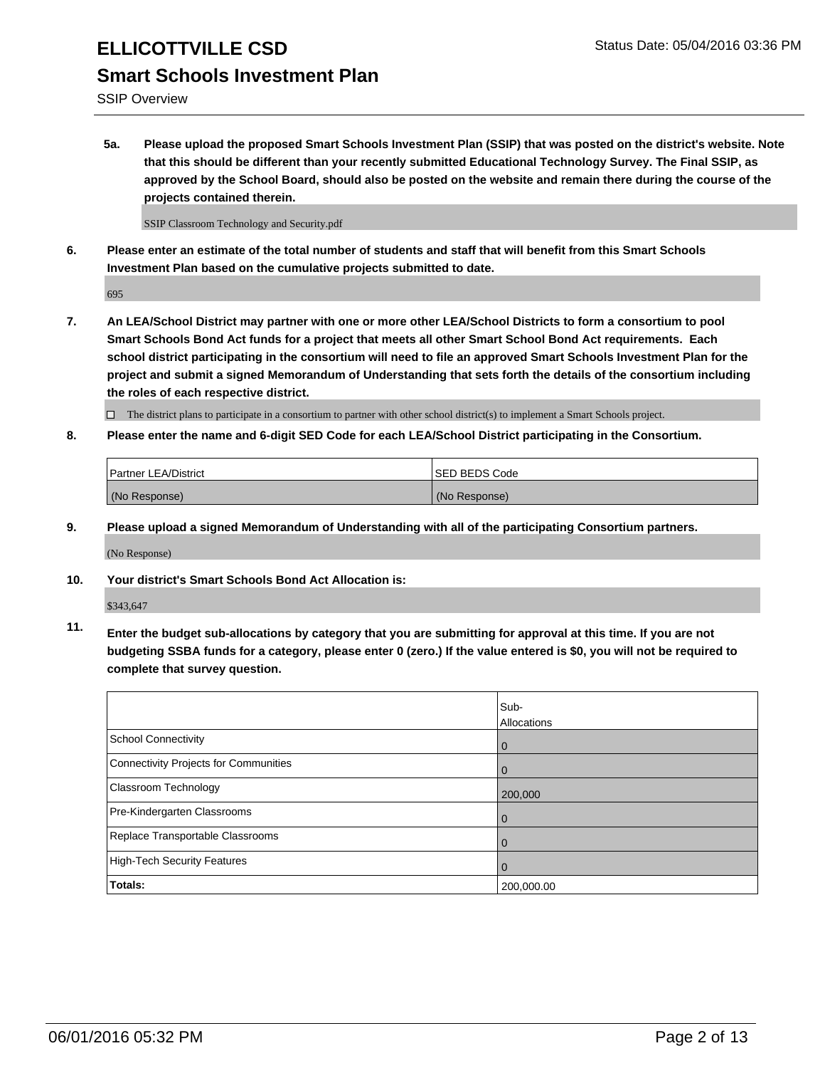# ELLICOTTVILLE CSD

Status Date: 05/04/2016 03:36 PM

## Smart Schools Investment Plan

SSIP Overview

**5a. Please upload the proposed Smart Schools Investment Plan (SSIP) that was posted on the district's website. Note that this should be different than your recently submitted Educational Technology Survey. The Final SSIP, as approved by the School Board, should also be posted on the website and remain there during the course of the projects contained therein.**

SSIP Classroom Technology and Security.pdf

**6. Please enter an estimate of the total number of students and staff that will benefit from this Smart Schools Investment Plan based on the cumulative projects submitted to date.**

695

**7. An LEA/School District may partner with one or more other LEA/School Districts to form a consortium to pool Smart Schools Bond Act funds for a project that meets all other Smart School Bond Act requirements. Each school district participating in the consortium will need to file an approved Smart Schools Investment Plan for the project and submit a signed Memorandum of Understanding that sets forth the details of the consortium including the roles of each respective district.**

☐ The district plans to participate in a consortium to partner with other school district(s) to implement a Smart Schools project.

**8. Please enter the name and 6-digit SED Code for each LEA/School District participating in the Consortium.**

| Partner LEA/District | SED BEDS Code |
| --- | --- |
| (No Response) | (No Response) |

**9. Please upload a signed Memorandum of Understanding with all of the participating Consortium partners.**

(No Response)

**10. Your district's Smart Schools Bond Act Allocation is:**

$343,647

**11. Enter the budget sub-allocations by category that you are submitting for approval at this time. If you are not budgeting SSBA funds for a category, please enter 0 (zero.) If the value entered is $0, you will not be required to complete that survey question.**

| | Sub-Allocations |
| --- | --- |
| School Connectivity | 0 |
| Connectivity Projects for Communities | 0 |
| Classroom Technology | 200,000 |
| Pre-Kindergarten Classrooms | 0 |
| Replace Transportable Classrooms | 0 |
| High-Tech Security Features | 0 |
| **Totals:** | 200,000.00 |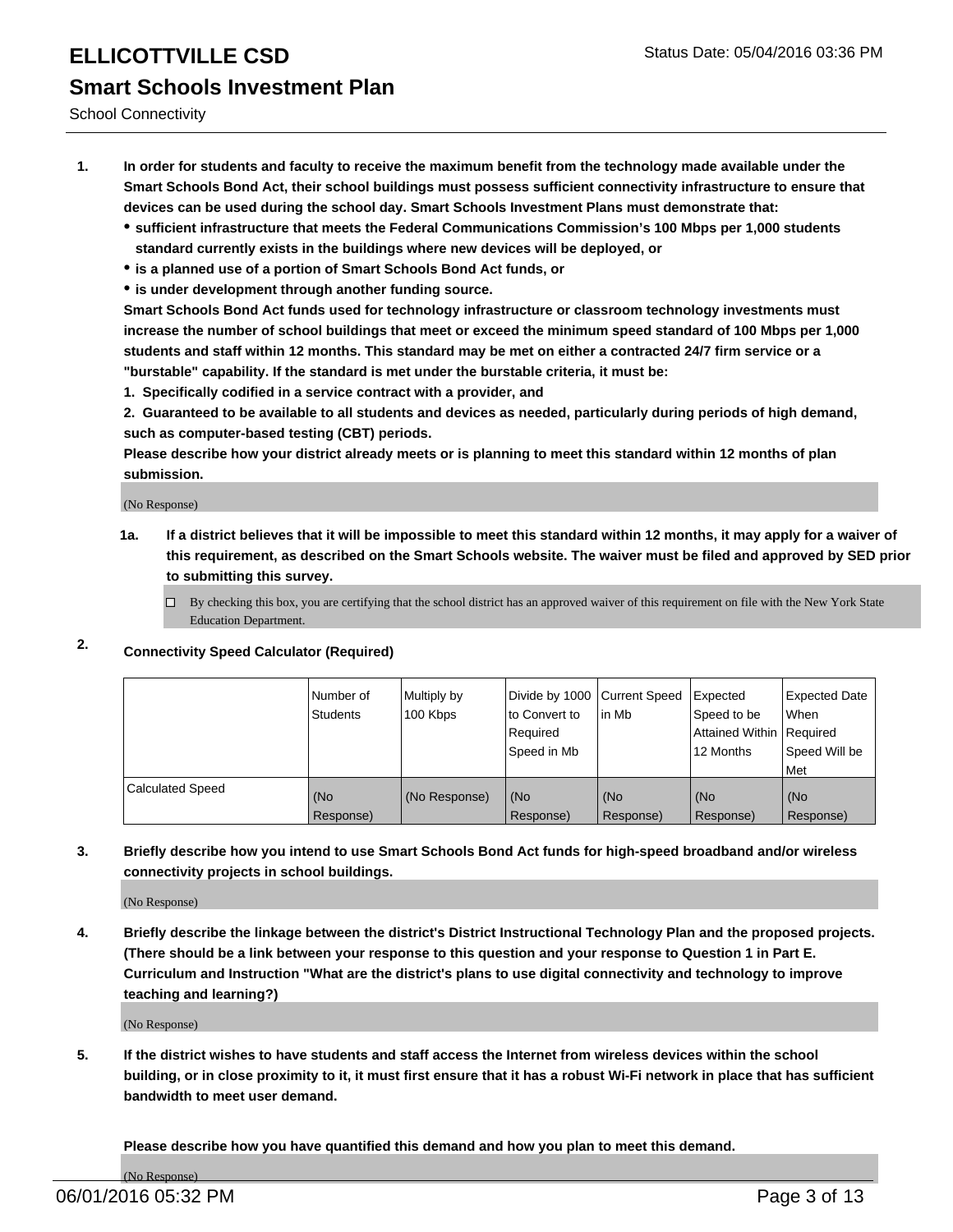# ELLICOTTVILLE CSD

Status Date: 05/04/2016 03:36 PM

## Smart Schools Investment Plan

School Connectivity

1. **In order for students and faculty to receive the maximum benefit from the technology made available under the Smart Schools Bond Act, their school buildings must possess sufficient connectivity infrastructure to ensure that devices can be used during the school day. Smart Schools Investment Plans must demonstrate that:**
   - **sufficient infrastructure that meets the Federal Communications Commission's 100 Mbps per 1,000 students standard currently exists in the buildings where new devices will be deployed, or**
   - **is a planned use of a portion of Smart Schools Bond Act funds, or**
   - **is under development through another funding source.**

   **Smart Schools Bond Act funds used for technology infrastructure or classroom technology investments must increase the number of school buildings that meet or exceed the minimum speed standard of 100 Mbps per 1,000 students and staff within 12 months. This standard may be met on either a contracted 24/7 firm service or a "burstable" capability. If the standard is met under the burstable criteria, it must be:**

   **1. Specifically codified in a service contract with a provider, and**

   **2. Guaranteed to be available to all students and devices as needed, particularly during periods of high demand, such as computer-based testing (CBT) periods.**

   **Please describe how your district already meets or is planning to meet this standard within 12 months of plan submission.**

   (No Response)

   **1a. If a district believes that it will be impossible to meet this standard within 12 months, it may apply for a waiver of this requirement, as described on the Smart Schools website. The waiver must be filed and approved by SED prior to submitting this survey.**

   ☐ By checking this box, you are certifying that the school district has an approved waiver of this requirement on file with the New York State Education Department.

2. **Connectivity Speed Calculator (Required)**

| | Number of Students | Multiply by 100 Kbps | Divide by 1000 to Convert to Required Speed in Mb | Current Speed in Mb | Expected Speed to be Attained Within 12 Months | Expected Date When Required Speed Will be Met |
|---|---|---|---|---|---|---|
| Calculated Speed | (No Response) | (No Response) | (No Response) | (No Response) | (No Response) | (No Response) |

3. **Briefly describe how you intend to use Smart Schools Bond Act funds for high-speed broadband and/or wireless connectivity projects in school buildings.**

   (No Response)

4. **Briefly describe the linkage between the district's District Instructional Technology Plan and the proposed projects. (There should be a link between your response to this question and your response to Question 1 in Part E. Curriculum and Instruction "What are the district's plans to use digital connectivity and technology to improve teaching and learning?)**

   (No Response)

5. **If the district wishes to have students and staff access the Internet from wireless devices within the school building, or in close proximity to it, it must first ensure that it has a robust Wi-Fi network in place that has sufficient bandwidth to meet user demand.**

   **Please describe how you have quantified this demand and how you plan to meet this demand.**

   (No Response)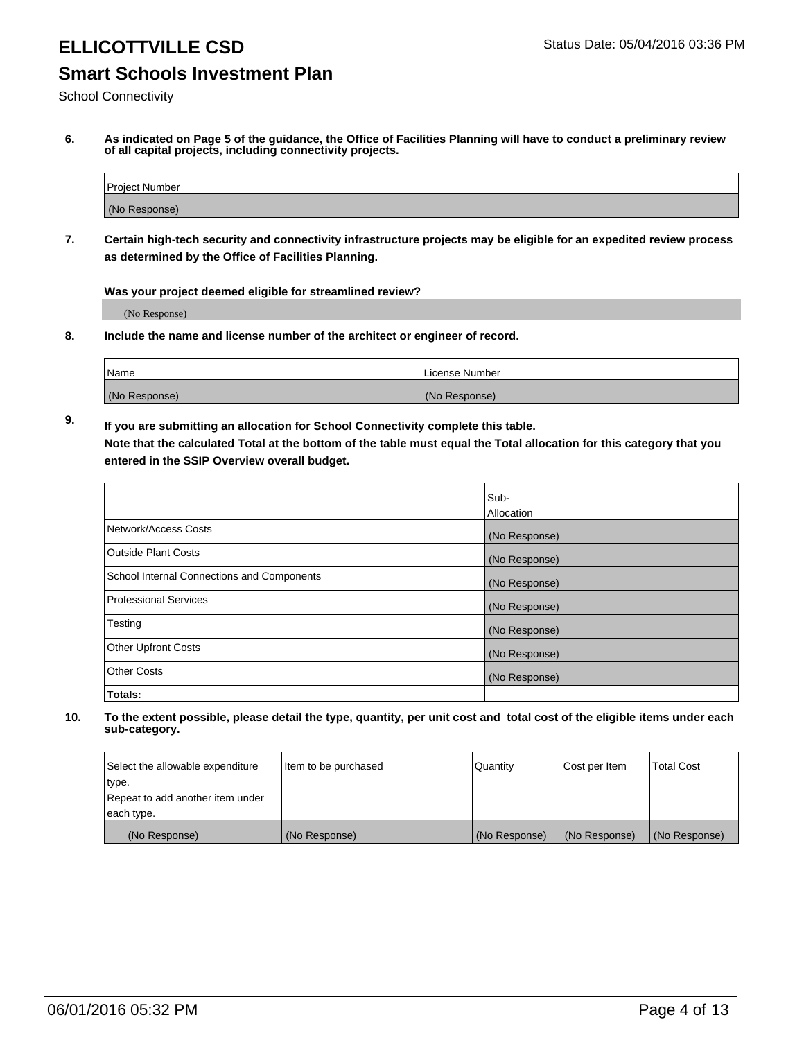# ELLICOTTVILLE CSD

Status Date: 05/04/2016 03:36 PM

## Smart Schools Investment Plan

School Connectivity

**6. As indicated on Page 5 of the guidance, the Office of Facilities Planning will have to conduct a preliminary review of all capital projects, including connectivity projects.**

| Project Number |
| --- |
| (No Response) |

**7. Certain high-tech security and connectivity infrastructure projects may be eligible for an expedited review process as determined by the Office of Facilities Planning.**

**Was your project deemed eligible for streamlined review?**

(No Response)

**8. Include the name and license number of the architect or engineer of record.**

| Name | License Number |
| --- | --- |
| (No Response) | (No Response) |

**9. If you are submitting an allocation for School Connectivity complete this table.**
**Note that the calculated Total at the bottom of the table must equal the Total allocation for this category that you entered in the SSIP Overview overall budget.**

| | Sub-Allocation |
| --- | --- |
| Network/Access Costs | (No Response) |
| Outside Plant Costs | (No Response) |
| School Internal Connections and Components | (No Response) |
| Professional Services | (No Response) |
| Testing | (No Response) |
| Other Upfront Costs | (No Response) |
| Other Costs | (No Response) |
| **Totals:** | |

**10. To the extent possible, please detail the type, quantity, per unit cost and total cost of the eligible items under each sub-category.**

| Select the allowable expenditure type. Repeat to add another item under each type. | Item to be purchased | Quantity | Cost per Item | Total Cost |
| --- | --- | --- | --- | --- |
| (No Response) | (No Response) | (No Response) | (No Response) | (No Response) |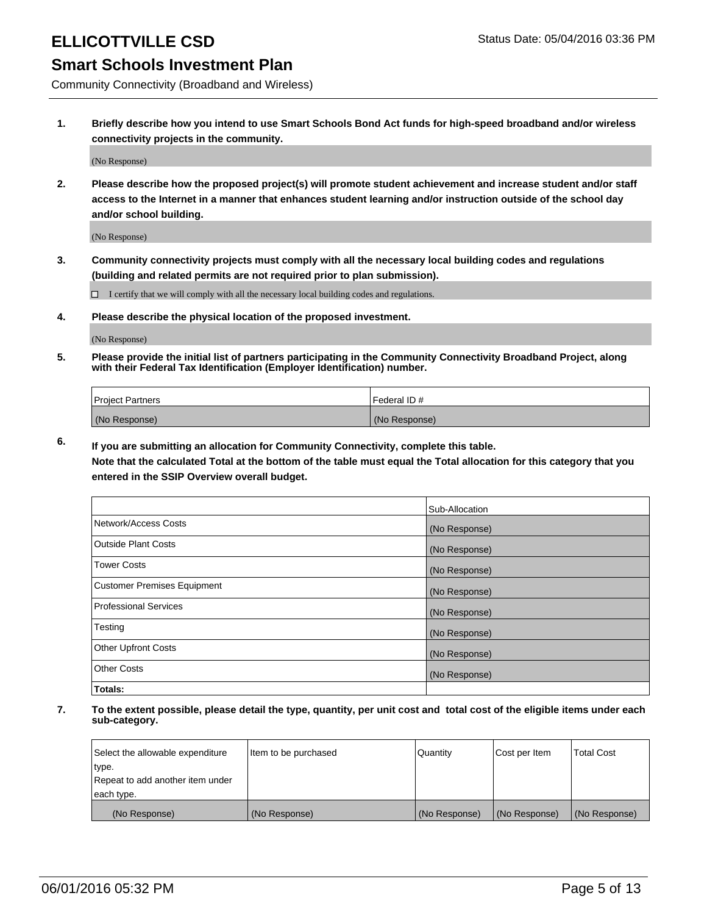# ELLICOTTVILLE CSD

Status Date: 05/04/2016 03:36 PM

## Smart Schools Investment Plan

Community Connectivity (Broadband and Wireless)

**1. Briefly describe how you intend to use Smart Schools Bond Act funds for high-speed broadband and/or wireless connectivity projects in the community.**

(No Response)

**2. Please describe how the proposed project(s) will promote student achievement and increase student and/or staff access to the Internet in a manner that enhances student learning and/or instruction outside of the school day and/or school building.**

(No Response)

**3. Community connectivity projects must comply with all the necessary local building codes and regulations (building and related permits are not required prior to plan submission).**

☐ I certify that we will comply with all the necessary local building codes and regulations.

**4. Please describe the physical location of the proposed investment.**

(No Response)

**5. Please provide the initial list of partners participating in the Community Connectivity Broadband Project, along with their Federal Tax Identification (Employer Identification) number.**

| Project Partners | Federal ID # |
|---|---|
| (No Response) | (No Response) |

**6. If you are submitting an allocation for Community Connectivity, complete this table. Note that the calculated Total at the bottom of the table must equal the Total allocation for this category that you entered in the SSIP Overview overall budget.**

| | Sub-Allocation |
|---|---|
| Network/Access Costs | (No Response) |
| Outside Plant Costs | (No Response) |
| Tower Costs | (No Response) |
| Customer Premises Equipment | (No Response) |
| Professional Services | (No Response) |
| Testing | (No Response) |
| Other Upfront Costs | (No Response) |
| Other Costs | (No Response) |
| **Totals:** | |

**7. To the extent possible, please detail the type, quantity, per unit cost and total cost of the eligible items under each sub-category.**

| Select the allowable expenditure type. Repeat to add another item under each type. | Item to be purchased | Quantity | Cost per Item | Total Cost |
|---|---|---|---|---|
| (No Response) | (No Response) | (No Response) | (No Response) | (No Response) |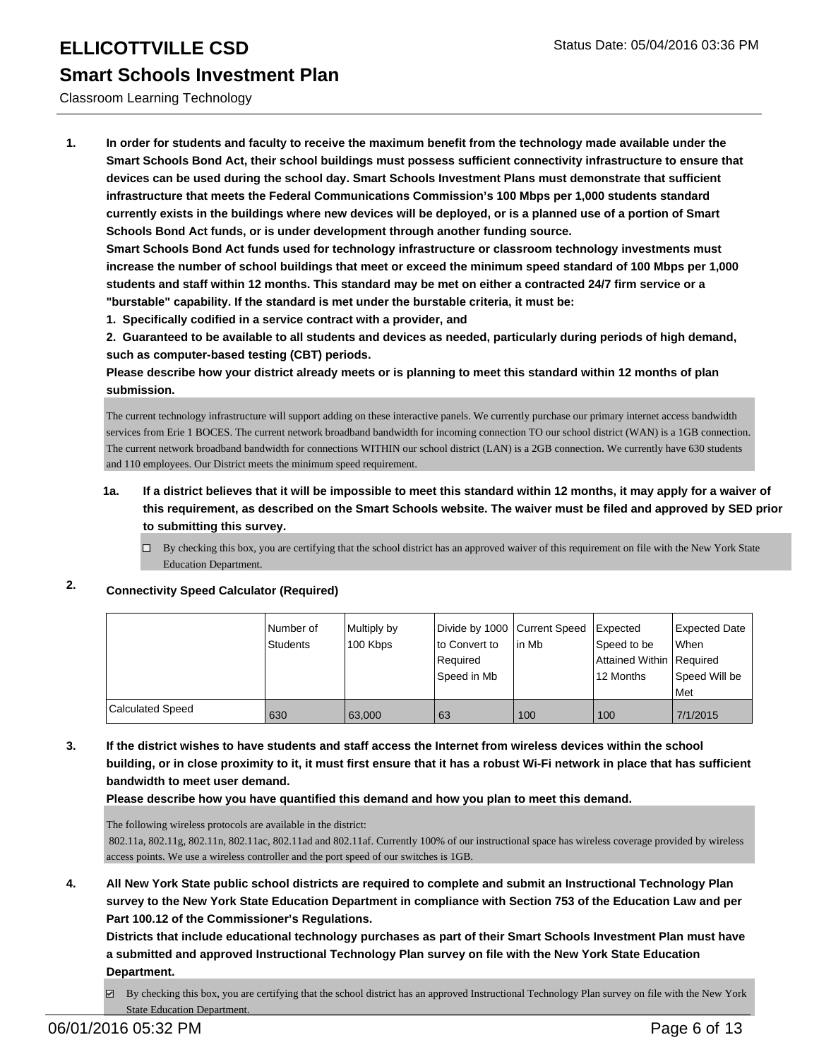# ELLICOTTVILLE CSD

Status Date: 05/04/2016 03:36 PM

## Smart Schools Investment Plan

Classroom Learning Technology

1. **In order for students and faculty to receive the maximum benefit from the technology made available under the Smart Schools Bond Act, their school buildings must possess sufficient connectivity infrastructure to ensure that devices can be used during the school day. Smart Schools Investment Plans must demonstrate that sufficient infrastructure that meets the Federal Communications Commission's 100 Mbps per 1,000 students standard currently exists in the buildings where new devices will be deployed, or is a planned use of a portion of Smart Schools Bond Act funds, or is under development through another funding source.**

   **Smart Schools Bond Act funds used for technology infrastructure or classroom technology investments must increase the number of school buildings that meet or exceed the minimum speed standard of 100 Mbps per 1,000 students and staff within 12 months. This standard may be met on either a contracted 24/7 firm service or a "burstable" capability. If the standard is met under the burstable criteria, it must be:**

   **1. Specifically codified in a service contract with a provider, and**

   **2. Guaranteed to be available to all students and devices as needed, particularly during periods of high demand, such as computer-based testing (CBT) periods.**

   **Please describe how your district already meets or is planning to meet this standard within 12 months of plan submission.**

   The current technology infrastructure will support adding on these interactive panels. We currently purchase our primary internet access bandwidth services from Erie 1 BOCES. The current network broadband bandwidth for incoming connection TO our school district (WAN) is a 1GB connection. The current network broadband bandwidth for connections WITHIN our school district (LAN) is a 2GB connection. We currently have 630 students and 110 employees. Our District meets the minimum speed requirement.

   **1a. If a district believes that it will be impossible to meet this standard within 12 months, it may apply for a waiver of this requirement, as described on the Smart Schools website. The waiver must be filed and approved by SED prior to submitting this survey.**

   ☐ By checking this box, you are certifying that the school district has an approved waiver of this requirement on file with the New York State Education Department.

2. **Connectivity Speed Calculator (Required)**

| | Number of Students | Multiply by 100 Kbps | Divide by 1000 to Convert to Required Speed in Mb | Current Speed in Mb | Expected Speed to be Attained Within 12 Months | Expected Date When Required Speed Will be Met |
|---|---|---|---|---|---|---|
| Calculated Speed | 630 | 63,000 | 63 | 100 | 100 | 7/1/2015 |

3. **If the district wishes to have students and staff access the Internet from wireless devices within the school building, or in close proximity to it, it must first ensure that it has a robust Wi-Fi network in place that has sufficient bandwidth to meet user demand.**

   **Please describe how you have quantified this demand and how you plan to meet this demand.**

   The following wireless protocols are available in the district:
   802.11a, 802.11g, 802.11n, 802.11ac, 802.11ad and 802.11af. Currently 100% of our instructional space has wireless coverage provided by wireless access points. We use a wireless controller and the port speed of our switches is 1GB.

4. **All New York State public school districts are required to complete and submit an Instructional Technology Plan survey to the New York State Education Department in compliance with Section 753 of the Education Law and per Part 100.12 of the Commissioner's Regulations.**

   **Districts that include educational technology purchases as part of their Smart Schools Investment Plan must have a submitted and approved Instructional Technology Plan survey on file with the New York State Education Department.**

   ☑ By checking this box, you are certifying that the school district has an approved Instructional Technology Plan survey on file with the New York State Education Department.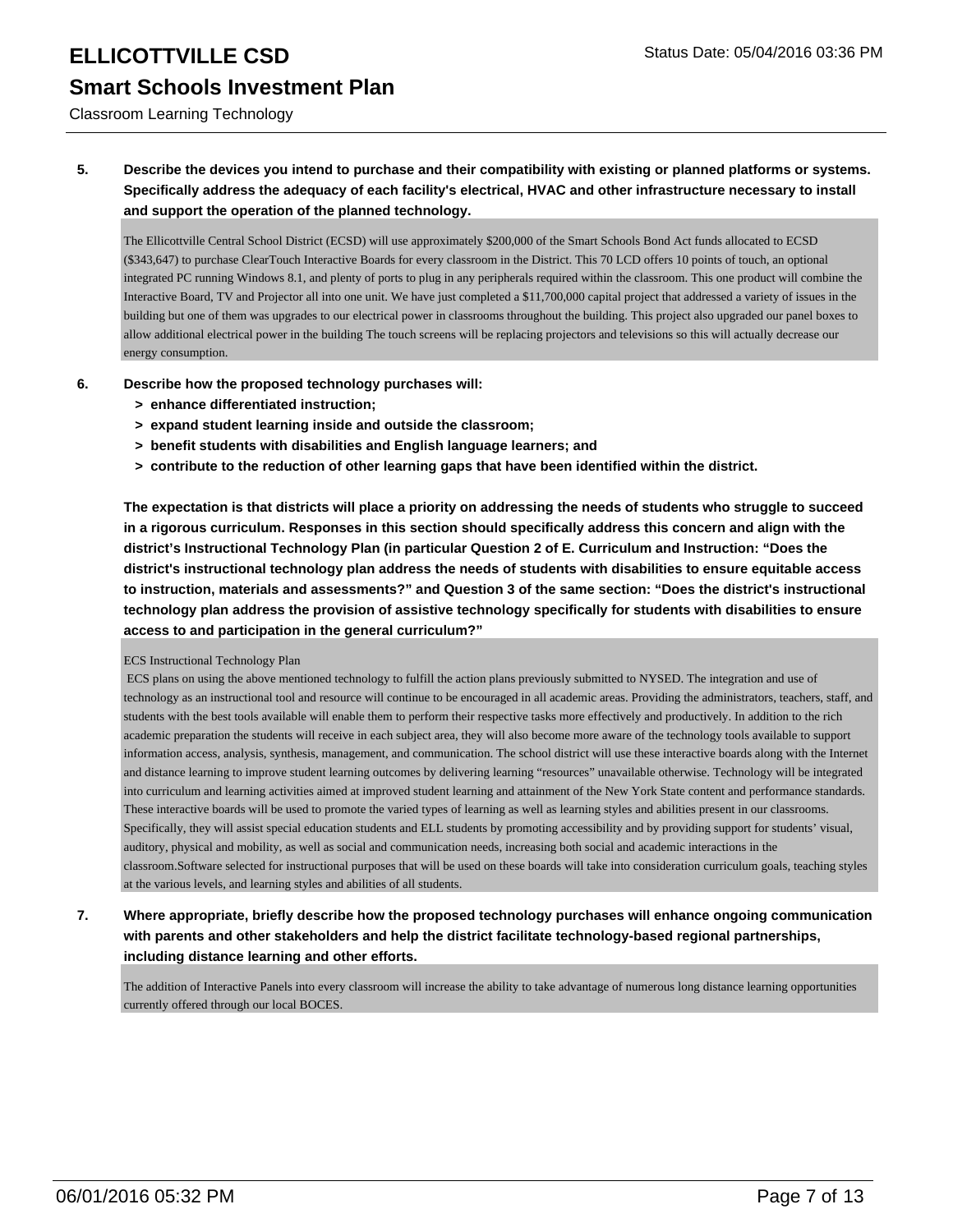**5. Describe the devices you intend to purchase and their compatibility with existing or planned platforms or systems. Specifically address the adequacy of each facility's electrical, HVAC and other infrastructure necessary to install and support the operation of the planned technology.**

The Ellicottville Central School District (ECSD) will use approximately $200,000 of the Smart Schools Bond Act funds allocated to ECSD ($343,647) to purchase ClearTouch Interactive Boards for every classroom in the District. This 70 LCD offers 10 points of touch, an optional integrated PC running Windows 8.1, and plenty of ports to plug in any peripherals required within the classroom. This one product will combine the Interactive Board, TV and Projector all into one unit. We have just completed a $11,700,000 capital project that addressed a variety of issues in the building but one of them was upgrades to our electrical power in classrooms throughout the building. This project also upgraded our panel boxes to allow additional electrical power in the building The touch screens will be replacing projectors and televisions so this will actually decrease our energy consumption.

**6. Describe how the proposed technology purchases will:**

- **> enhance differentiated instruction;**
- **> expand student learning inside and outside the classroom;**
- **> benefit students with disabilities and English language learners; and**
- **> contribute to the reduction of other learning gaps that have been identified within the district.**

**The expectation is that districts will place a priority on addressing the needs of students who struggle to succeed in a rigorous curriculum. Responses in this section should specifically address this concern and align with the district's Instructional Technology Plan (in particular Question 2 of E. Curriculum and Instruction: "Does the district's instructional technology plan address the needs of students with disabilities to ensure equitable access to instruction, materials and assessments?" and Question 3 of the same section: "Does the district's instructional technology plan address the provision of assistive technology specifically for students with disabilities to ensure access to and participation in the general curriculum?"**

ECS Instructional Technology Plan

ECS plans on using the above mentioned technology to fulfill the action plans previously submitted to NYSED. The integration and use of technology as an instructional tool and resource will continue to be encouraged in all academic areas. Providing the administrators, teachers, staff, and students with the best tools available will enable them to perform their respective tasks more effectively and productively. In addition to the rich academic preparation the students will receive in each subject area, they will also become more aware of the technology tools available to support information access, analysis, synthesis, management, and communication. The school district will use these interactive boards along with the Internet and distance learning to improve student learning outcomes by delivering learning "resources" unavailable otherwise. Technology will be integrated into curriculum and learning activities aimed at improved student learning and attainment of the New York State content and performance standards. These interactive boards will be used to promote the varied types of learning as well as learning styles and abilities present in our classrooms. Specifically, they will assist special education students and ELL students by promoting accessibility and by providing support for students' visual, auditory, physical and mobility, as well as social and communication needs, increasing both social and academic interactions in the classroom.Software selected for instructional purposes that will be used on these boards will take into consideration curriculum goals, teaching styles at the various levels, and learning styles and abilities of all students.

**7. Where appropriate, briefly describe how the proposed technology purchases will enhance ongoing communication with parents and other stakeholders and help the district facilitate technology-based regional partnerships, including distance learning and other efforts.**

The addition of Interactive Panels into every classroom will increase the ability to take advantage of numerous long distance learning opportunities currently offered through our local BOCES.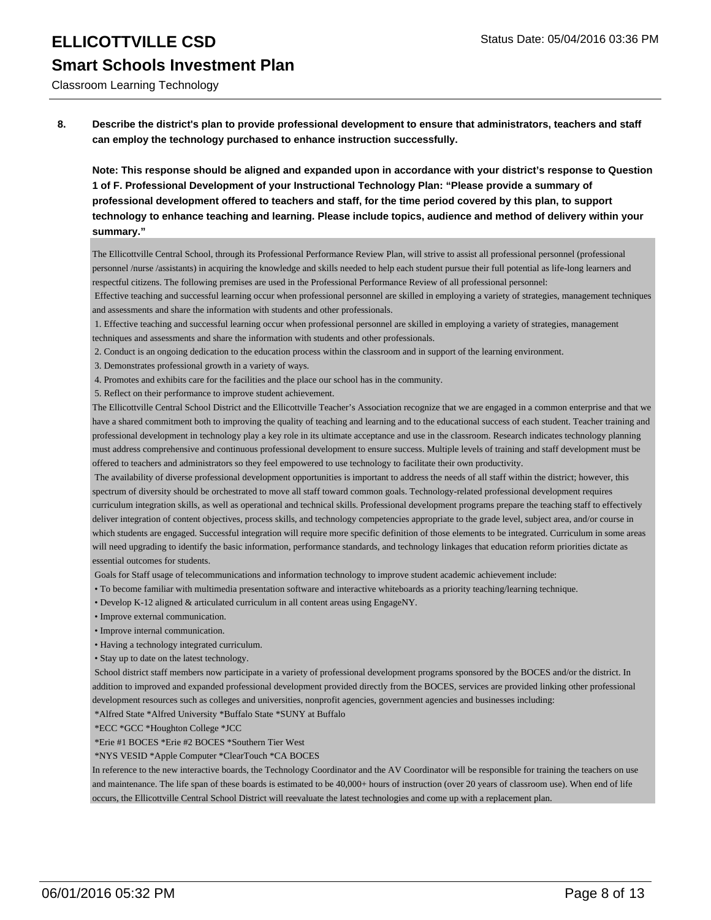# ELLICOTTVILLE CSD

## Smart Schools Investment Plan

Classroom Learning Technology

Status Date: 05/04/2016 03:36 PM

**8. Describe the district's plan to provide professional development to ensure that administrators, teachers and staff can employ the technology purchased to enhance instruction successfully.**

**Note: This response should be aligned and expanded upon in accordance with your district's response to Question 1 of F. Professional Development of your Instructional Technology Plan: "Please provide a summary of professional development offered to teachers and staff, for the time period covered by this plan, to support technology to enhance teaching and learning. Please include topics, audience and method of delivery within your summary."**

The Ellicottville Central School, through its Professional Performance Review Plan, will strive to assist all professional personnel (professional personnel /nurse /assistants) in acquiring the knowledge and skills needed to help each student pursue their full potential as life-long learners and respectful citizens. The following premises are used in the Professional Performance Review of all professional personnel:

Effective teaching and successful learning occur when professional personnel are skilled in employing a variety of strategies, management techniques and assessments and share the information with students and other professionals.

1. Effective teaching and successful learning occur when professional personnel are skilled in employing a variety of strategies, management techniques and assessments and share the information with students and other professionals.
2. Conduct is an ongoing dedication to the education process within the classroom and in support of the learning environment.
3. Demonstrates professional growth in a variety of ways.
4. Promotes and exhibits care for the facilities and the place our school has in the community.
5. Reflect on their performance to improve student achievement.

The Ellicottville Central School District and the Ellicottville Teacher's Association recognize that we are engaged in a common enterprise and that we have a shared commitment both to improving the quality of teaching and learning and to the educational success of each student. Teacher training and professional development in technology play a key role in its ultimate acceptance and use in the classroom. Research indicates technology planning must address comprehensive and continuous professional development to ensure success. Multiple levels of training and staff development must be offered to teachers and administrators so they feel empowered to use technology to facilitate their own productivity.

The availability of diverse professional development opportunities is important to address the needs of all staff within the district; however, this spectrum of diversity should be orchestrated to move all staff toward common goals. Technology-related professional development requires curriculum integration skills, as well as operational and technical skills. Professional development programs prepare the teaching staff to effectively deliver integration of content objectives, process skills, and technology competencies appropriate to the grade level, subject area, and/or course in which students are engaged. Successful integration will require more specific definition of those elements to be integrated. Curriculum in some areas will need upgrading to identify the basic information, performance standards, and technology linkages that education reform priorities dictate as essential outcomes for students.

Goals for Staff usage of telecommunications and information technology to improve student academic achievement include:

- To become familiar with multimedia presentation software and interactive whiteboards as a priority teaching/learning technique.
- Develop K-12 aligned & articulated curriculum in all content areas using EngageNY.
- Improve external communication.
- Improve internal communication.
- Having a technology integrated curriculum.
- Stay up to date on the latest technology.

School district staff members now participate in a variety of professional development programs sponsored by the BOCES and/or the district. In addition to improved and expanded professional development provided directly from the BOCES, services are provided linking other professional development resources such as colleges and universities, nonprofit agencies, government agencies and businesses including:

*Alfred State *Alfred University *Buffalo State *SUNY at Buffalo

*ECC *GCC *Houghton College *JCC

*Erie #1 BOCES *Erie #2 BOCES *Southern Tier West

*NYS VESID *Apple Computer *ClearTouch *CA BOCES

In reference to the new interactive boards, the Technology Coordinator and the AV Coordinator will be responsible for training the teachers on use and maintenance. The life span of these boards is estimated to be 40,000+ hours of instruction (over 20 years of classroom use). When end of life occurs, the Ellicottville Central School District will reevaluate the latest technologies and come up with a replacement plan.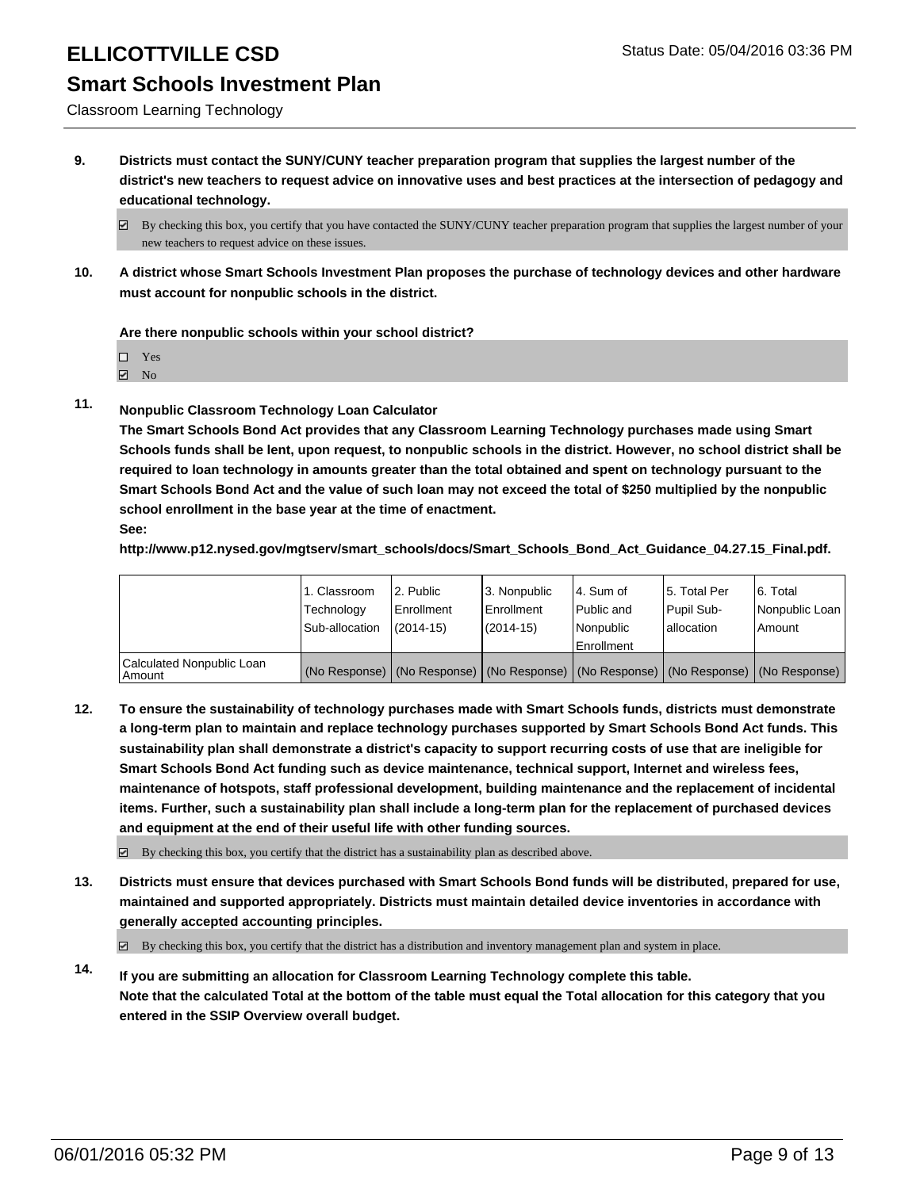9. **Districts must contact the SUNY/CUNY teacher preparation program that supplies the largest number of the district's new teachers to request advice on innovative uses and best practices at the intersection of pedagogy and educational technology.**

   ☑ By checking this box, you certify that you have contacted the SUNY/CUNY teacher preparation program that supplies the largest number of your new teachers to request advice on these issues.

10. **A district whose Smart Schools Investment Plan proposes the purchase of technology devices and other hardware must account for nonpublic schools in the district.**

    **Are there nonpublic schools within your school district?**

    ☐ Yes
    ☑ No

11. **Nonpublic Classroom Technology Loan Calculator**
    **The Smart Schools Bond Act provides that any Classroom Learning Technology purchases made using Smart Schools funds shall be lent, upon request, to nonpublic schools in the district. However, no school district shall be required to loan technology in amounts greater than the total obtained and spent on technology pursuant to the Smart Schools Bond Act and the value of such loan may not exceed the total of $250 multiplied by the nonpublic school enrollment in the base year at the time of enactment.**
    **See:**
    **http://www.p12.nysed.gov/mgtserv/smart_schools/docs/Smart_Schools_Bond_Act_Guidance_04.27.15_Final.pdf.**

| | 1. Classroom Technology Sub-allocation | 2. Public Enrollment (2014-15) | 3. Nonpublic Enrollment (2014-15) | 4. Sum of Public and Nonpublic Enrollment | 5. Total Per Pupil Sub-allocation | 6. Total Nonpublic Loan Amount |
|---|---|---|---|---|---|---|
| Calculated Nonpublic Loan Amount | (No Response) | (No Response) | (No Response) | (No Response) | (No Response) | (No Response) |

12. **To ensure the sustainability of technology purchases made with Smart Schools funds, districts must demonstrate a long-term plan to maintain and replace technology purchases supported by Smart Schools Bond Act funds. This sustainability plan shall demonstrate a district's capacity to support recurring costs of use that are ineligible for Smart Schools Bond Act funding such as device maintenance, technical support, Internet and wireless fees, maintenance of hotspots, staff professional development, building maintenance and the replacement of incidental items. Further, such a sustainability plan shall include a long-term plan for the replacement of purchased devices and equipment at the end of their useful life with other funding sources.**

    ☑ By checking this box, you certify that the district has a sustainability plan as described above.

13. **Districts must ensure that devices purchased with Smart Schools Bond funds will be distributed, prepared for use, maintained and supported appropriately. Districts must maintain detailed device inventories in accordance with generally accepted accounting principles.**

    ☑ By checking this box, you certify that the district has a distribution and inventory management plan and system in place.

14. **If you are submitting an allocation for Classroom Learning Technology complete this table.**
    **Note that the calculated Total at the bottom of the table must equal the Total allocation for this category that you entered in the SSIP Overview overall budget.**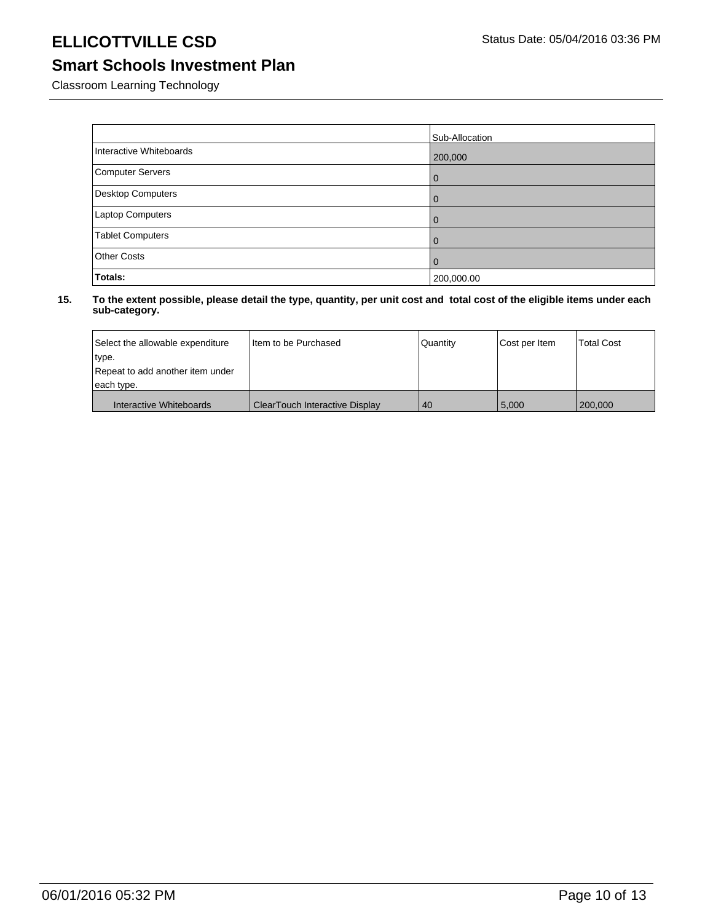# ELLICOTTVILLE CSD

Status Date: 05/04/2016 03:36 PM

## Smart Schools Investment Plan

Classroom Learning Technology

| | Sub-Allocation |
|---|---|
| Interactive Whiteboards | 200,000 |
| Computer Servers | 0 |
| Desktop Computers | 0 |
| Laptop Computers | 0 |
| Tablet Computers | 0 |
| Other Costs | 0 |
| **Totals:** | 200,000.00 |

**15. To the extent possible, please detail the type, quantity, per unit cost and total cost of the eligible items under each sub-category.**

| Select the allowable expenditure type. Repeat to add another item under each type. | Item to be Purchased | Quantity | Cost per Item | Total Cost |
|---|---|---|---|---|
| Interactive Whiteboards | ClearTouch Interactive Display | 40 | 5,000 | 200,000 |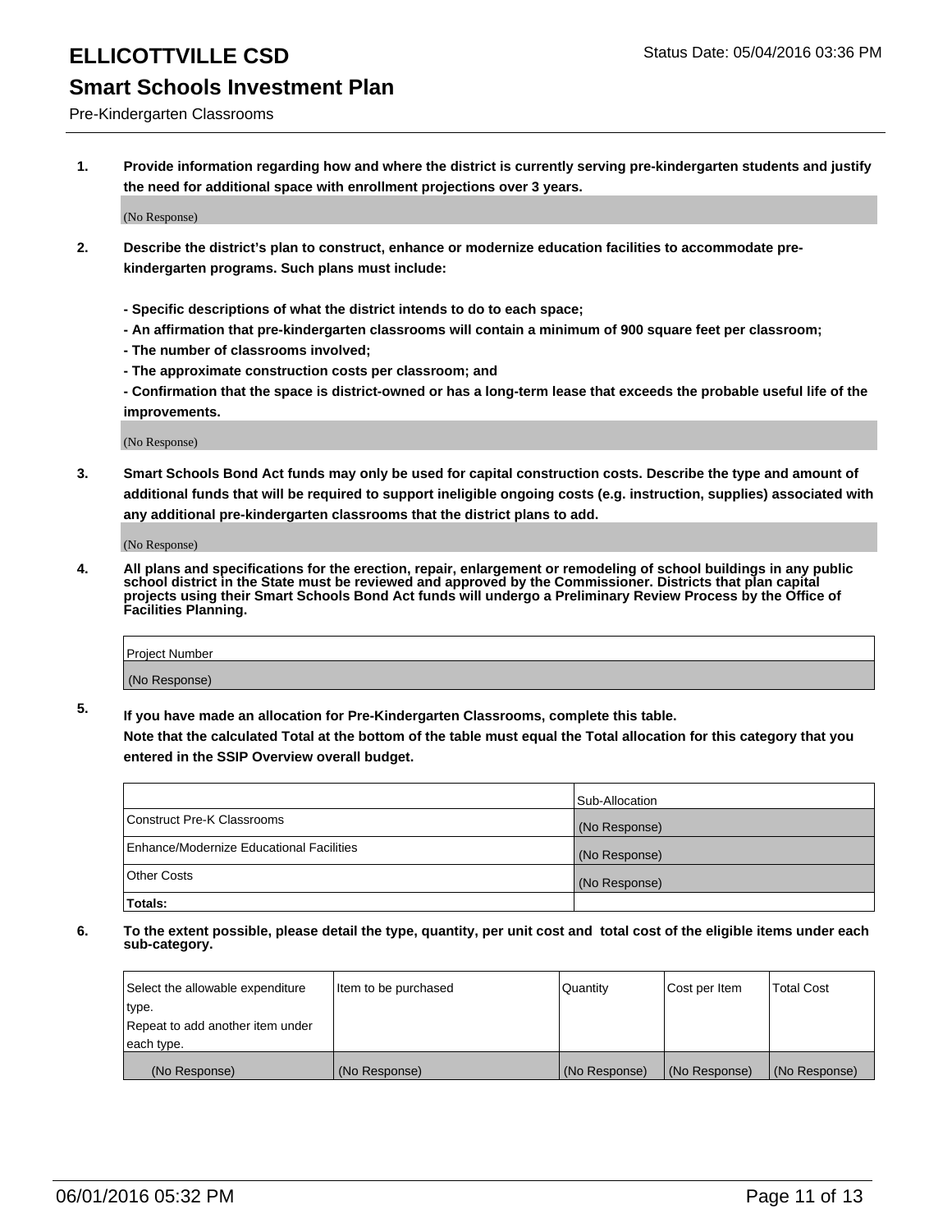# ELLICOTTVILLE CSD

Status Date: 05/04/2016 03:36 PM

## Smart Schools Investment Plan

Pre-Kindergarten Classrooms

**1. Provide information regarding how and where the district is currently serving pre-kindergarten students and justify the need for additional space with enrollment projections over 3 years.**

(No Response)

**2. Describe the district's plan to construct, enhance or modernize education facilities to accommodate pre-kindergarten programs. Such plans must include:**

**- Specific descriptions of what the district intends to do to each space;**
**- An affirmation that pre-kindergarten classrooms will contain a minimum of 900 square feet per classroom;**
**- The number of classrooms involved;**
**- The approximate construction costs per classroom; and**
**- Confirmation that the space is district-owned or has a long-term lease that exceeds the probable useful life of the improvements.**

(No Response)

**3. Smart Schools Bond Act funds may only be used for capital construction costs. Describe the type and amount of additional funds that will be required to support ineligible ongoing costs (e.g. instruction, supplies) associated with any additional pre-kindergarten classrooms that the district plans to add.**

(No Response)

**4. All plans and specifications for the erection, repair, enlargement or remodeling of school buildings in any public school district in the State must be reviewed and approved by the Commissioner. Districts that plan capital projects using their Smart Schools Bond Act funds will undergo a Preliminary Review Process by the Office of Facilities Planning.**

| Project Number |
|---|
| (No Response) |

**5. If you have made an allocation for Pre-Kindergarten Classrooms, complete this table.**
**Note that the calculated Total at the bottom of the table must equal the Total allocation for this category that you entered in the SSIP Overview overall budget.**

| | Sub-Allocation |
|---|---|
| Construct Pre-K Classrooms | (No Response) |
| Enhance/Modernize Educational Facilities | (No Response) |
| Other Costs | (No Response) |
| **Totals:** | |

**6. To the extent possible, please detail the type, quantity, per unit cost and total cost of the eligible items under each sub-category.**

| Select the allowable expenditure type. Repeat to add another item under each type. | Item to be purchased | Quantity | Cost per Item | Total Cost |
|---|---|---|---|---|
| (No Response) | (No Response) | (No Response) | (No Response) | (No Response) |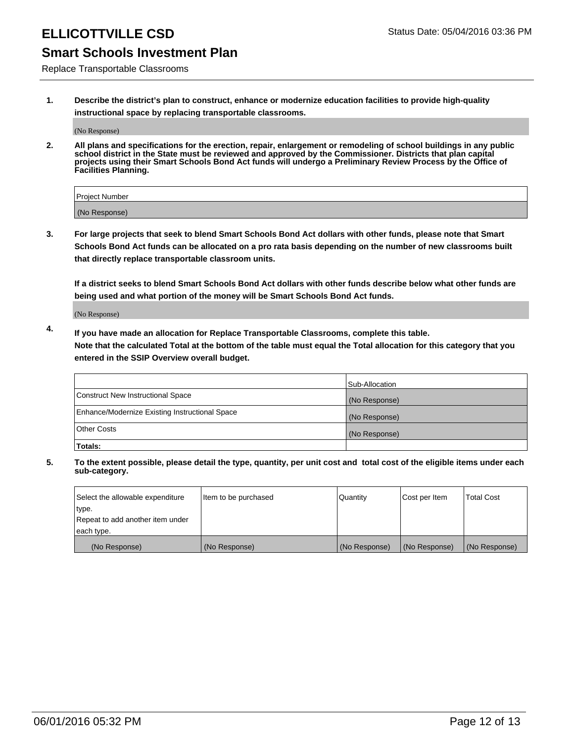# ELLICOTTVILLE CSD

Status Date: 05/04/2016 03:36 PM

## Smart Schools Investment Plan

Replace Transportable Classrooms

1. **Describe the district's plan to construct, enhance or modernize education facilities to provide high-quality instructional space by replacing transportable classrooms.**

   (No Response)

2. **All plans and specifications for the erection, repair, enlargement or remodeling of school buildings in any public school district in the State must be reviewed and approved by the Commissioner. Districts that plan capital projects using their Smart Schools Bond Act funds will undergo a Preliminary Review Process by the Office of Facilities Planning.**

| Project Number |
| --- |
| (No Response) |

3. **For large projects that seek to blend Smart Schools Bond Act dollars with other funds, please note that Smart Schools Bond Act funds can be allocated on a pro rata basis depending on the number of new classrooms built that directly replace transportable classroom units.**

   **If a district seeks to blend Smart Schools Bond Act dollars with other funds describe below what other funds are being used and what portion of the money will be Smart Schools Bond Act funds.**

   (No Response)

4. **If you have made an allocation for Replace Transportable Classrooms, complete this table. Note that the calculated Total at the bottom of the table must equal the Total allocation for this category that you entered in the SSIP Overview overall budget.**

| | Sub-Allocation |
| --- | --- |
| Construct New Instructional Space | (No Response) |
| Enhance/Modernize Existing Instructional Space | (No Response) |
| Other Costs | (No Response) |
| **Totals:** | |

5. **To the extent possible, please detail the type, quantity, per unit cost and total cost of the eligible items under each sub-category.**

| Select the allowable expenditure type. Repeat to add another item under each type. | Item to be purchased | Quantity | Cost per Item | Total Cost |
| --- | --- | --- | --- | --- |
| (No Response) | (No Response) | (No Response) | (No Response) | (No Response) |

06/01/2016 05:32 PM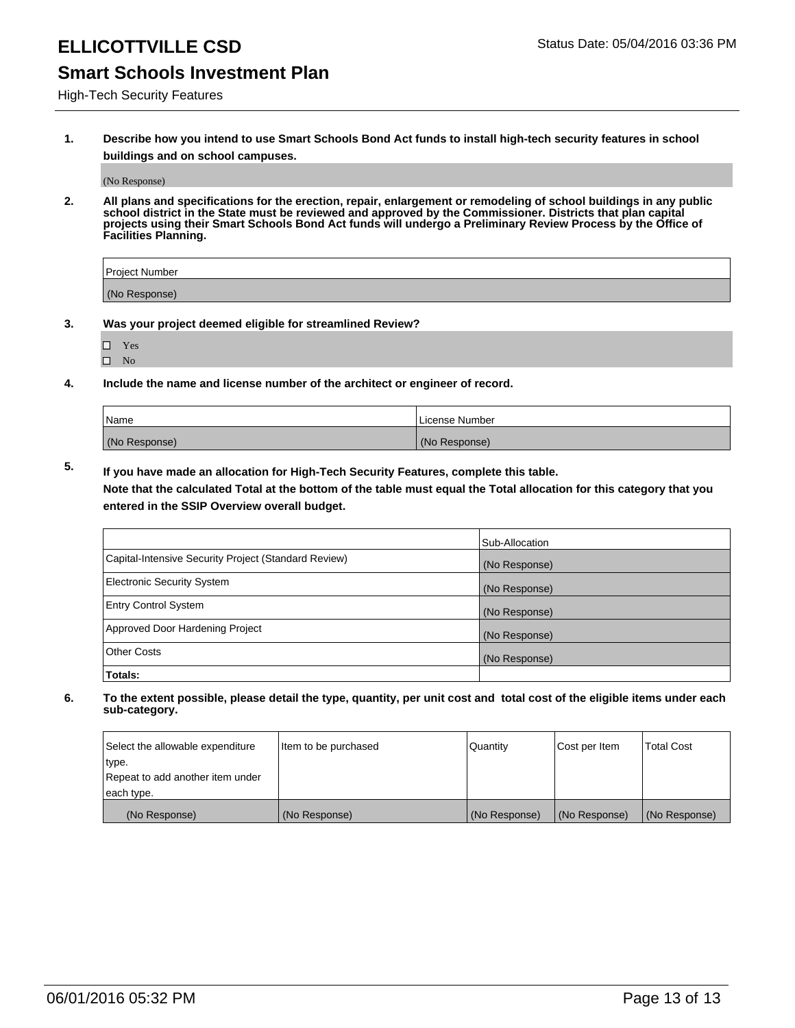# ELLICOTTVILLE CSD

Status Date: 05/04/2016 03:36 PM

## Smart Schools Investment Plan

High-Tech Security Features

**1. Describe how you intend to use Smart Schools Bond Act funds to install high-tech security features in school buildings and on school campuses.**

(No Response)

**2. All plans and specifications for the erection, repair, enlargement or remodeling of school buildings in any public school district in the State must be reviewed and approved by the Commissioner. Districts that plan capital projects using their Smart Schools Bond Act funds will undergo a Preliminary Review Process by the Office of Facilities Planning.**

| Project Number |
|---|
| (No Response) |

**3. Was your project deemed eligible for streamlined Review?**

☐ Yes
☐ No

**4. Include the name and license number of the architect or engineer of record.**

| Name | License Number |
|---|---|
| (No Response) | (No Response) |

**5. If you have made an allocation for High-Tech Security Features, complete this table.**
**Note that the calculated Total at the bottom of the table must equal the Total allocation for this category that you entered in the SSIP Overview overall budget.**

| | Sub-Allocation |
|---|---|
| Capital-Intensive Security Project (Standard Review) | (No Response) |
| Electronic Security System | (No Response) |
| Entry Control System | (No Response) |
| Approved Door Hardening Project | (No Response) |
| Other Costs | (No Response) |
| **Totals:** | |

**6. To the extent possible, please detail the type, quantity, per unit cost and total cost of the eligible items under each sub-category.**

| Select the allowable expenditure type. Repeat to add another item under each type. | Item to be purchased | Quantity | Cost per Item | Total Cost |
|---|---|---|---|---|
| (No Response) | (No Response) | (No Response) | (No Response) | (No Response) |

06/01/2016 05:32 PM